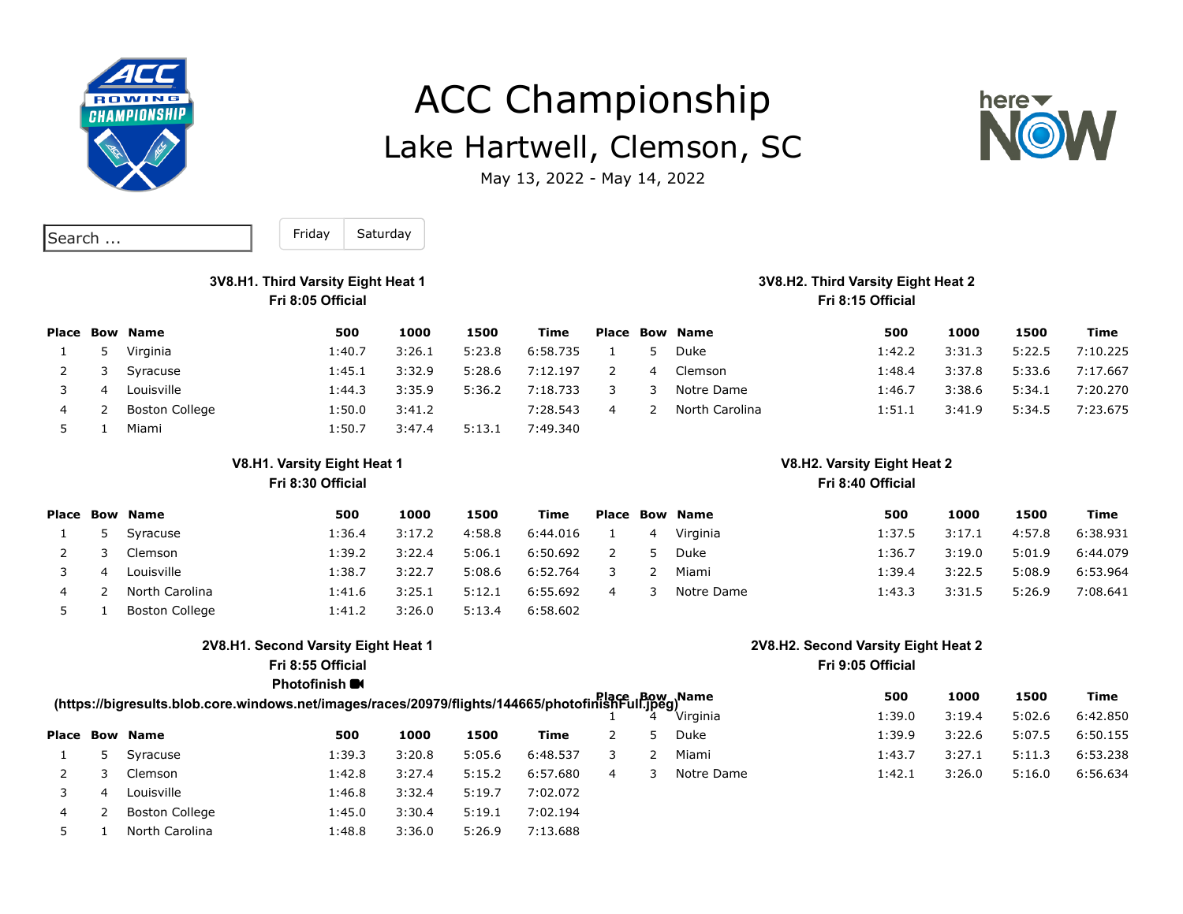# ACC Championship

## Lake Hartwell, Clemson, SC

May 13, 2022 - May 14, 2022

Search ...

Friday | Saturday

### 3V8.H1. Third Varsity Eight Heat 1

**Fri 8:05 Official**

| Place | Bow | Name | 500 | 1000 | 1500 | Time |
|---|---|---|---|---|---|---|
| 1 | 5 | Virginia | 1:40.7 | 3:26.1 | 5:23.8 | 6:58.735 |
| 2 | 3 | Syracuse | 1:45.1 | 3:32.9 | 5:28.6 | 7:12.197 |
| 3 | 4 | Louisville | 1:44.3 | 3:35.9 | 5:36.2 | 7:18.733 |
| 4 | 2 | Boston College | 1:50.0 | 3:41.2 | | 7:28.543 |
| 5 | 1 | Miami | 1:50.7 | 3:47.4 | 5:13.1 | 7:49.340 |

### 3V8.H2. Third Varsity Eight Heat 2

**Fri 8:15 Official**

| Place | Bow | Name | 500 | 1000 | 1500 | Time |
|---|---|---|---|---|---|---|
| 1 | 5 | Duke | 1:42.2 | 3:31.3 | 5:22.5 | 7:10.225 |
| 2 | 4 | Clemson | 1:48.4 | 3:37.8 | 5:33.6 | 7:17.667 |
| 3 | 3 | Notre Dame | 1:46.7 | 3:38.6 | 5:34.1 | 7:20.270 |
| 4 | 2 | North Carolina | 1:51.1 | 3:41.9 | 5:34.5 | 7:23.675 |

### V8.H1. Varsity Eight Heat 1

**Fri 8:30 Official**

| Place | Bow | Name | 500 | 1000 | 1500 | Time |
|---|---|---|---|---|---|---|
| 1 | 5 | Syracuse | 1:36.4 | 3:17.2 | 4:58.8 | 6:44.016 |
| 2 | 3 | Clemson | 1:39.2 | 3:22.4 | 5:06.1 | 6:50.692 |
| 3 | 4 | Louisville | 1:38.7 | 3:22.7 | 5:08.6 | 6:52.764 |
| 4 | 2 | North Carolina | 1:41.6 | 3:25.1 | 5:12.1 | 6:55.692 |
| 5 | 1 | Boston College | 1:41.2 | 3:26.0 | 5:13.4 | 6:58.602 |

### V8.H2. Varsity Eight Heat 2

**Fri 8:40 Official**

| Place | Bow | Name | 500 | 1000 | 1500 | Time |
|---|---|---|---|---|---|---|
| 1 | 4 | Virginia | 1:37.5 | 3:17.1 | 4:57.8 | 6:38.931 |
| 2 | 5 | Duke | 1:36.7 | 3:19.0 | 5:01.9 | 6:44.079 |
| 3 | 2 | Miami | 1:39.4 | 3:22.5 | 5:08.9 | 6:53.964 |
| 4 | 3 | Notre Dame | 1:43.3 | 3:31.5 | 5:26.9 | 7:08.641 |

### 2V8.H1. Second Varsity Eight Heat 1

**Fri 8:55 Official**

**Photofinish**
**(https://bigresults.blob.core.windows.net/images/races/20979/flights/144665/photofinishFull.jpeg)**

| Place | Bow | Name | 500 | 1000 | 1500 | Time |
|---|---|---|---|---|---|---|
| 1 | 5 | Syracuse | 1:39.3 | 3:20.8 | 5:05.6 | 6:48.537 |
| 2 | 3 | Clemson | 1:42.8 | 3:27.4 | 5:15.2 | 6:57.680 |
| 3 | 4 | Louisville | 1:46.8 | 3:32.4 | 5:19.7 | 7:02.072 |
| 4 | 2 | Boston College | 1:45.0 | 3:30.4 | 5:19.1 | 7:02.194 |
| 5 | 1 | North Carolina | 1:48.8 | 3:36.0 | 5:26.9 | 7:13.688 |

### 2V8.H2. Second Varsity Eight Heat 2

**Fri 9:05 Official**

| Place | Bow | Name | 500 | 1000 | 1500 | Time |
|---|---|---|---|---|---|---|
| 1 | 4 | Virginia | 1:39.0 | 3:19.4 | 5:02.6 | 6:42.850 |
| 2 | 5 | Duke | 1:39.9 | 3:22.6 | 5:07.5 | 6:50.155 |
| 3 | 2 | Miami | 1:43.7 | 3:27.1 | 5:11.3 | 6:53.238 |
| 4 | 3 | Notre Dame | 1:42.1 | 3:26.0 | 5:16.0 | 6:56.634 |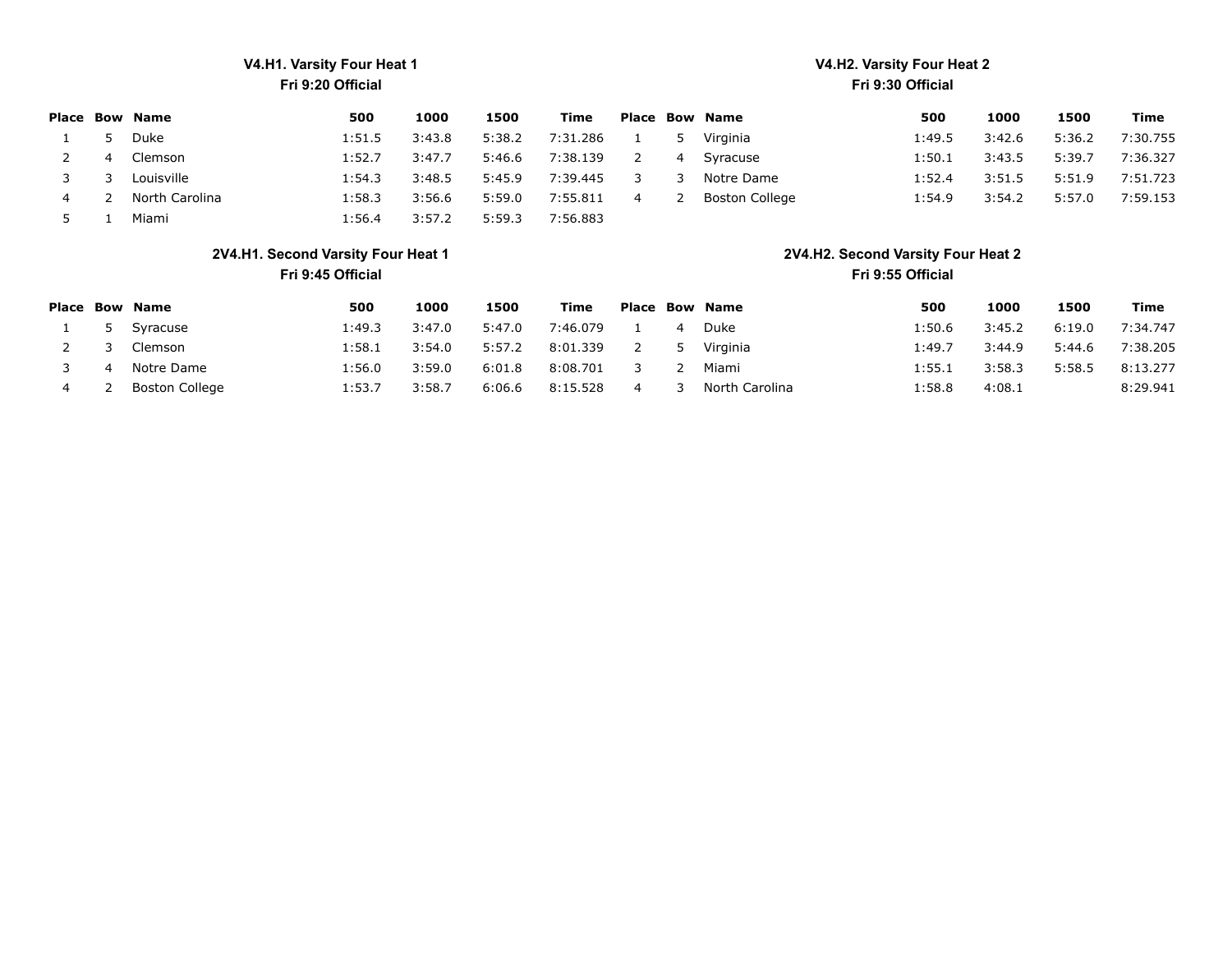### V4.H1. Varsity Four Heat 1

**Fri 9:20 Official**

| Place | Bow | Name | 500 | 1000 | 1500 | Time |
|---|---|---|---|---|---|---|
| 1 | 5 | Duke | 1:51.5 | 3:43.8 | 5:38.2 | 7:31.286 |
| 2 | 4 | Clemson | 1:52.7 | 3:47.7 | 5:46.6 | 7:38.139 |
| 3 | 3 | Louisville | 1:54.3 | 3:48.5 | 5:45.9 | 7:39.445 |
| 4 | 2 | North Carolina | 1:58.3 | 3:56.6 | 5:59.0 | 7:55.811 |
| 5 | 1 | Miami | 1:56.4 | 3:57.2 | 5:59.3 | 7:56.883 |

### V4.H2. Varsity Four Heat 2

**Fri 9:30 Official**

| Place | Bow | Name | 500 | 1000 | 1500 | Time |
|---|---|---|---|---|---|---|
| 1 | 5 | Virginia | 1:49.5 | 3:42.6 | 5:36.2 | 7:30.755 |
| 2 | 4 | Syracuse | 1:50.1 | 3:43.5 | 5:39.7 | 7:36.327 |
| 3 | 3 | Notre Dame | 1:52.4 | 3:51.5 | 5:51.9 | 7:51.723 |
| 4 | 2 | Boston College | 1:54.9 | 3:54.2 | 5:57.0 | 7:59.153 |

### 2V4.H1. Second Varsity Four Heat 1

**Fri 9:45 Official**

| Place | Bow | Name | 500 | 1000 | 1500 | Time |
|---|---|---|---|---|---|---|
| 1 | 5 | Syracuse | 1:49.3 | 3:47.0 | 5:47.0 | 7:46.079 |
| 2 | 3 | Clemson | 1:58.1 | 3:54.0 | 5:57.2 | 8:01.339 |
| 3 | 4 | Notre Dame | 1:56.0 | 3:59.0 | 6:01.8 | 8:08.701 |
| 4 | 2 | Boston College | 1:53.7 | 3:58.7 | 6:06.6 | 8:15.528 |

### 2V4.H2. Second Varsity Four Heat 2

**Fri 9:55 Official**

| Place | Bow | Name | 500 | 1000 | 1500 | Time |
|---|---|---|---|---|---|---|
| 1 | 4 | Duke | 1:50.6 | 3:45.2 | 6:19.0 | 7:34.747 |
| 2 | 5 | Virginia | 1:49.7 | 3:44.9 | 5:44.6 | 7:38.205 |
| 3 | 2 | Miami | 1:55.1 | 3:58.3 | 5:58.5 | 8:13.277 |
| 4 | 3 | North Carolina | 1:58.8 | 4:08.1 | | 8:29.941 |